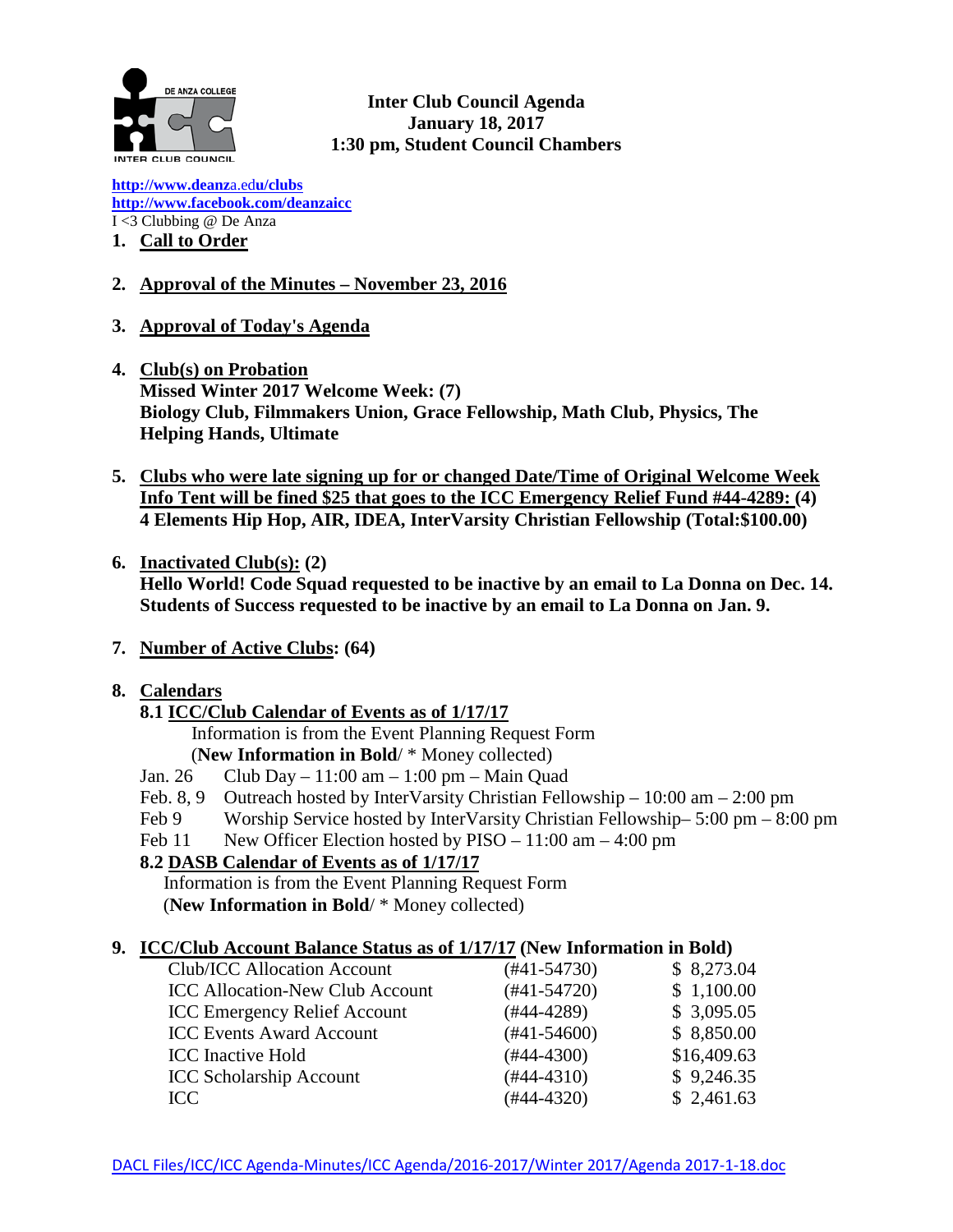**Inter Club Council Agenda**
**January 18, 2017**
**1:30 pm, Student Council Chambers**

[http://www.deanza.edu/clubs](http://www.deanza.edu/clubs)
[http://www.facebook.com/deanzaicc](http://www.facebook.com/deanzaicc)
I <3 Clubbing @ De Anza

1. **Call to Order**

2. **Approval of the Minutes – November 23, 2016**

3. **Approval of Today's Agenda**

4. **Club(s) on Probation**
   **Missed Winter 2017 Welcome Week: (7)**
   **Biology Club, Filmmakers Union, Grace Fellowship, Math Club, Physics, The Helping Hands, Ultimate**

5. **Clubs who were late signing up for or changed Date/Time of Original Welcome Week Info Tent will be fined $25 that goes to the ICC Emergency Relief Fund #44-4289: (4)**
   **4 Elements Hip Hop, AIR, IDEA, InterVarsity Christian Fellowship (Total:$100.00)**

6. **Inactivated Club(s): (2)**
   **Hello World! Code Squad requested to be inactive by an email to La Donna on Dec. 14.**
   **Students of Success requested to be inactive by an email to La Donna on Jan. 9.**

7. **Number of Active Clubs: (64)**

8. **Calendars**

   **8.1 ICC/Club Calendar of Events as of 1/17/17**
   Information is from the Event Planning Request Form
   (**New Information in Bold**/ * Money collected)

   Jan. 26 Club Day – 11:00 am – 1:00 pm – Main Quad
   Feb. 8, 9 Outreach hosted by InterVarsity Christian Fellowship – 10:00 am – 2:00 pm
   Feb 9 Worship Service hosted by InterVarsity Christian Fellowship– 5:00 pm – 8:00 pm
   Feb 11 New Officer Election hosted by PISO – 11:00 am – 4:00 pm

   **8.2 DASB Calendar of Events as of 1/17/17**
   Information is from the Event Planning Request Form
   (**New Information in Bold**/ * Money collected)

9. **ICC/Club Account Balance Status as of 1/17/17 (New Information in Bold)**

| Account | Number | Balance |
|---|---|---|
| Club/ICC Allocation Account | (#41-54730) | $ 8,273.04 |
| ICC Allocation-New Club Account | (#41-54720) | $ 1,100.00 |
| ICC Emergency Relief Account | (#44-4289) | $ 3,095.05 |
| ICC Events Award Account | (#41-54600) | $ 8,850.00 |
| ICC Inactive Hold | (#44-4300) | $16,409.63 |
| ICC Scholarship Account | (#44-4310) | $ 9,246.35 |
| ICC | (#44-4320) | $ 2,461.63 |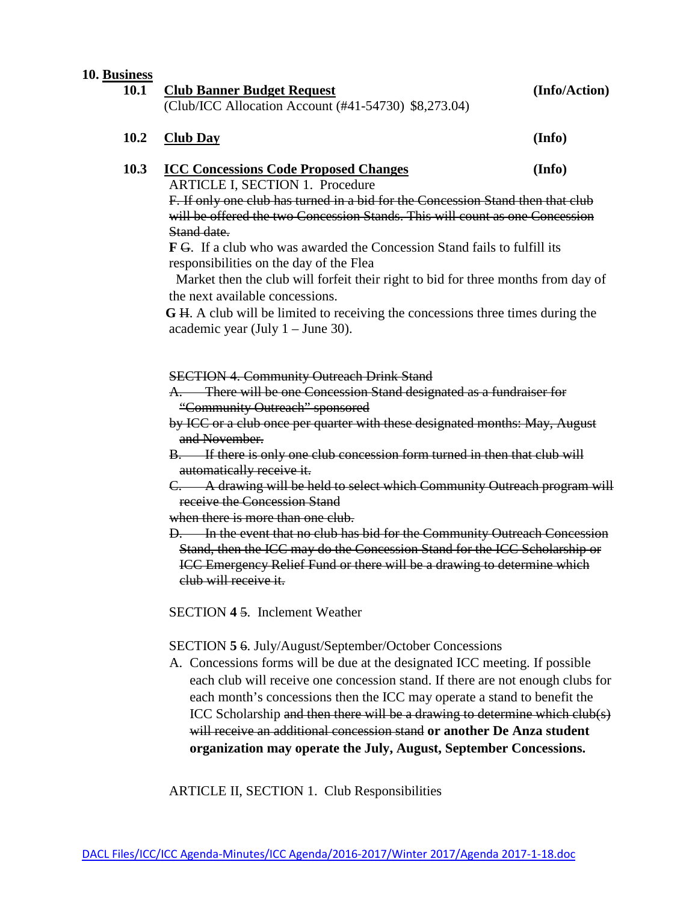## 10. Business

**10.1 Club Banner Budget Request** **(Info/Action)**
(Club/ICC Allocation Account (#41-54730) $8,273.04)

**10.2 Club Day** **(Info)**

**10.3 ICC Concessions Code Proposed Changes** **(Info)**

ARTICLE I, SECTION 1. Procedure

~~F. If only one club has turned in a bid for the Concession Stand then that club will be offered the two Concession Stands. This will count as one Concession Stand date.~~

**F** ~~G~~. If a club who was awarded the Concession Stand fails to fulfill its responsibilities on the day of the Flea Market then the club will forfeit their right to bid for three months from day of the next available concessions.

**G** ~~H~~. A club will be limited to receiving the concessions three times during the academic year (July 1 – June 30).

~~SECTION 4. Community Outreach Drink Stand~~

~~A. There will be one Concession Stand designated as a fundraiser for "Community Outreach" sponsored by ICC or a club once per quarter with these designated months: May, August and November.~~

~~B. If there is only one club concession form turned in then that club will automatically receive it.~~

~~C. A drawing will be held to select which Community Outreach program will receive the Concession Stand when there is more than one club.~~

~~D. In the event that no club has bid for the Community Outreach Concession Stand, then the ICC may do the Concession Stand for the ICC Scholarship or ICC Emergency Relief Fund or there will be a drawing to determine which club will receive it.~~

SECTION **4** ~~5~~. Inclement Weather

SECTION **5** ~~6~~. July/August/September/October Concessions

A. Concessions forms will be due at the designated ICC meeting. If possible each club will receive one concession stand. If there are not enough clubs for each month's concessions then the ICC may operate a stand to benefit the ICC Scholarship ~~and then there will be a drawing to determine which club(s) will receive an additional concession stand~~ **or another De Anza student organization may operate the July, August, September Concessions.**

ARTICLE II, SECTION 1. Club Responsibilities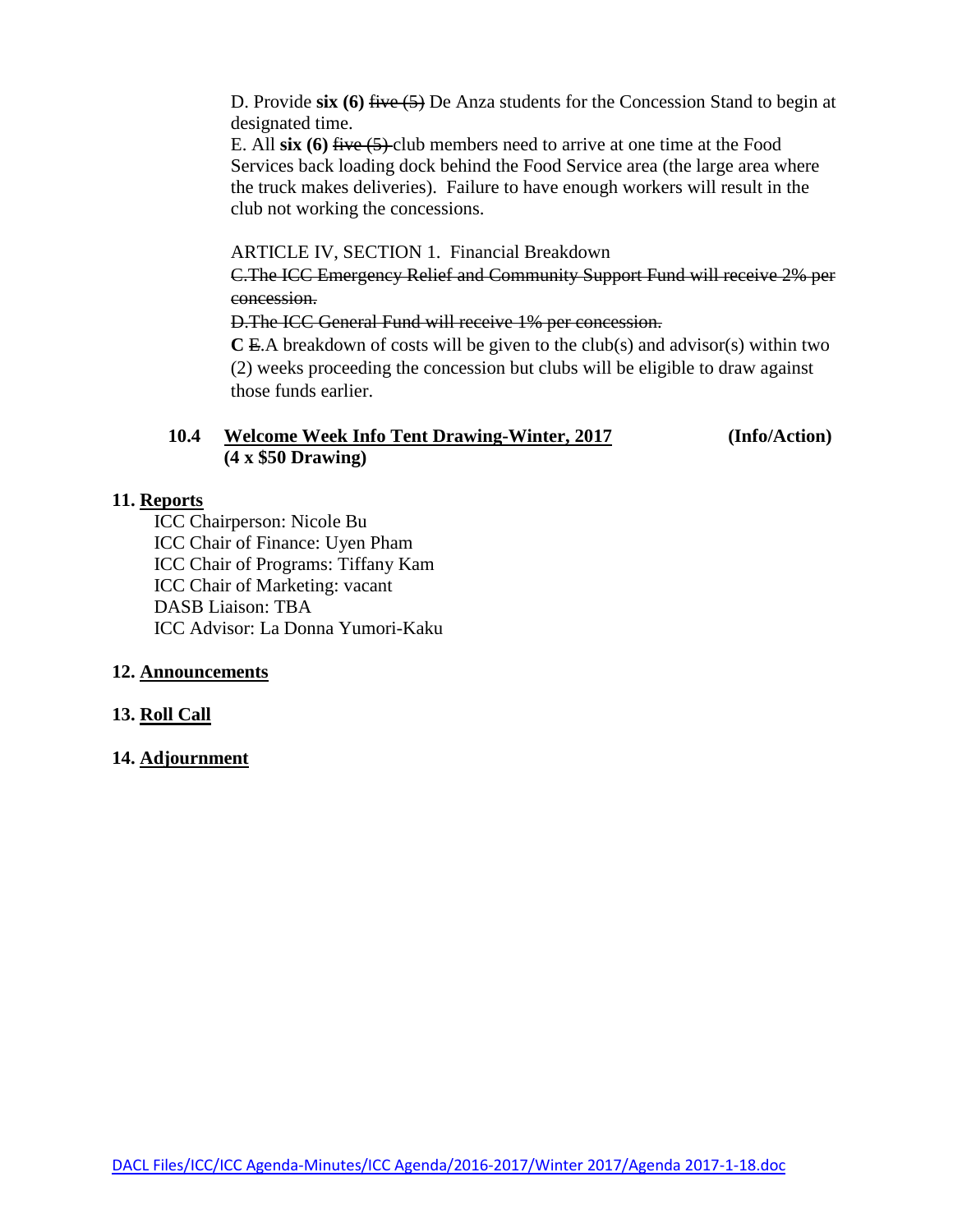D. Provide **six (6)** ~~five (5)~~ De Anza students for the Concession Stand to begin at designated time.

E. All **six (6)** ~~five (5)~~ club members need to arrive at one time at the Food Services back loading dock behind the Food Service area (the large area where the truck makes deliveries). Failure to have enough workers will result in the club not working the concessions.

ARTICLE IV, SECTION 1. Financial Breakdown

~~C.The ICC Emergency Relief and Community Support Fund will receive 2% per concession.~~

~~D.The ICC General Fund will receive 1% per concession.~~

**C** ~~E~~.A breakdown of costs will be given to the club(s) and advisor(s) within two (2) weeks proceeding the concession but clubs will be eligible to draw against those funds earlier.

**10.4 Welcome Week Info Tent Drawing-Winter, 2017 (4 x $50 Drawing)** **(Info/Action)**

## 11. Reports

ICC Chairperson: Nicole Bu
ICC Chair of Finance: Uyen Pham
ICC Chair of Programs: Tiffany Kam
ICC Chair of Marketing: vacant
DASB Liaison: TBA
ICC Advisor: La Donna Yumori-Kaku

## 12. Announcements

## 13. Roll Call

## 14. Adjournment

DACL Files/ICC/ICC Agenda-Minutes/ICC Agenda/2016-2017/Winter 2017/Agenda 2017-1-18.doc